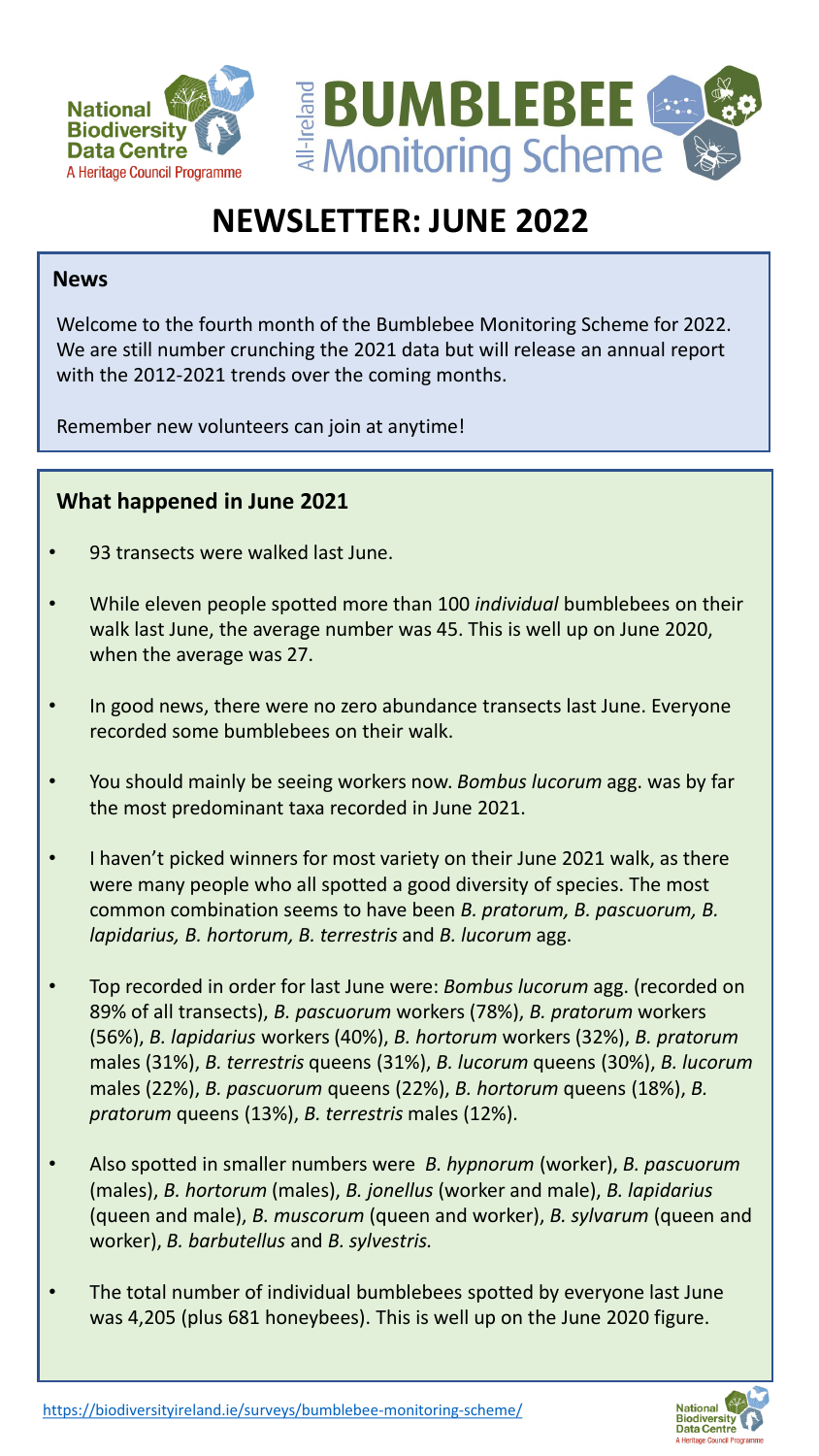National Biodiversity Data Centre
A Heritage Council Programme

All-Ireland BUMBLEBEE Monitoring Scheme

# NEWSLETTER: JUNE 2022

## News

Welcome to the fourth month of the Bumblebee Monitoring Scheme for 2022. We are still number crunching the 2021 data but will release an annual report with the 2012-2021 trends over the coming months.

Remember new volunteers can join at anytime!

## What happened in June 2021

- 93 transects were walked last June.
- While eleven people spotted more than 100 *individual* bumblebees on their walk last June, the average number was 45. This is well up on June 2020, when the average was 27.
- In good news, there were no zero abundance transects last June. Everyone recorded some bumblebees on their walk.
- You should mainly be seeing workers now. *Bombus lucorum* agg. was by far the most predominant taxa recorded in June 2021.
- I haven't picked winners for most variety on their June 2021 walk, as there were many people who all spotted a good diversity of species. The most common combination seems to have been *B. pratorum, B. pascuorum, B. lapidarius, B. hortorum, B. terrestris* and *B. lucorum* agg.
- Top recorded in order for last June were: *Bombus lucorum* agg. (recorded on 89% of all transects), *B. pascuorum* workers (78%), *B. pratorum* workers (56%), *B. lapidarius* workers (40%), *B. hortorum* workers (32%), *B. pratorum* males (31%), *B. terrestris* queens (31%), *B. lucorum* queens (30%), *B. lucorum* males (22%), *B. pascuorum* queens (22%), *B. hortorum* queens (18%), *B. pratorum* queens (13%), *B. terrestris* males (12%).
- Also spotted in smaller numbers were *B. hypnorum* (worker), *B. pascuorum* (males), *B. hortorum* (males), *B. jonellus* (worker and male), *B. lapidarius* (queen and male), *B. muscorum* (queen and worker), *B. sylvarum* (queen and worker), *B. barbutellus* and *B. sylvestris.*
- The total number of individual bumblebees spotted by everyone last June was 4,205 (plus 681 honeybees). This is well up on the June 2020 figure.

https://biodiversityireland.ie/surveys/bumblebee-monitoring-scheme/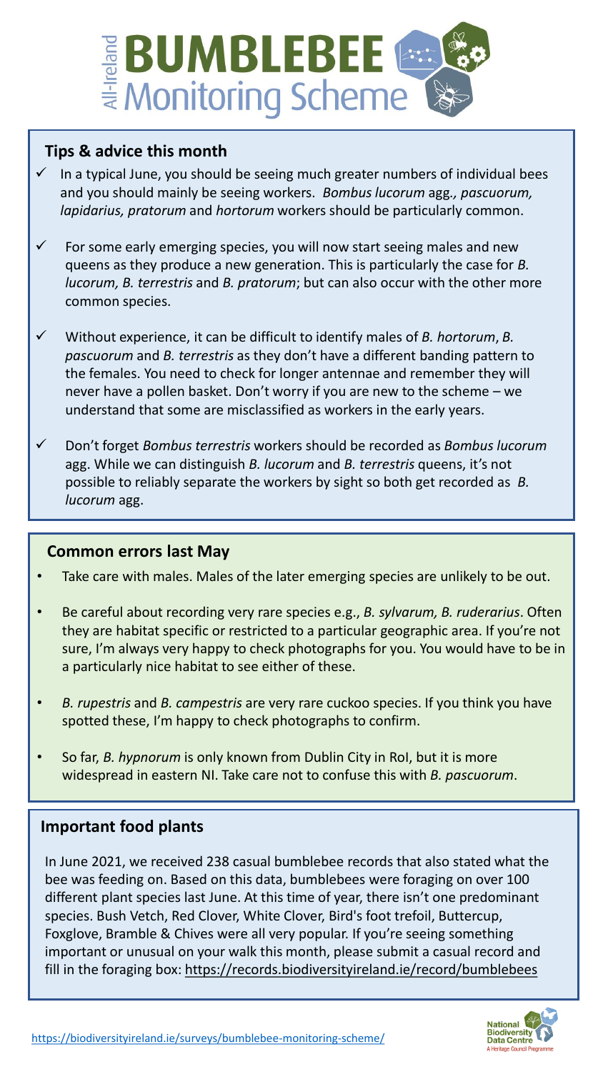# All-Ireland BUMBLEBEE Monitoring Scheme

## Tips & advice this month

- ✓ In a typical June, you should be seeing much greater numbers of individual bees and you should mainly be seeing workers. *Bombus lucorum* agg*., pascuorum, lapidarius, pratorum* and *hortorum* workers should be particularly common.
- ✓ For some early emerging species, you will now start seeing males and new queens as they produce a new generation. This is particularly the case for *B. lucorum, B. terrestris* and *B. pratorum*; but can also occur with the other more common species.
- ✓ Without experience, it can be difficult to identify males of *B. hortorum*, *B. pascuorum* and *B. terrestris* as they don't have a different banding pattern to the females. You need to check for longer antennae and remember they will never have a pollen basket. Don't worry if you are new to the scheme – we understand that some are misclassified as workers in the early years.
- ✓ Don't forget *Bombus terrestris* workers should be recorded as *Bombus lucorum* agg. While we can distinguish *B. lucorum* and *B. terrestris* queens, it's not possible to reliably separate the workers by sight so both get recorded as *B. lucorum* agg.

## Common errors last May

- Take care with males. Males of the later emerging species are unlikely to be out.
- Be careful about recording very rare species e.g., *B. sylvarum, B. ruderarius*. Often they are habitat specific or restricted to a particular geographic area. If you're not sure, I'm always very happy to check photographs for you. You would have to be in a particularly nice habitat to see either of these.
- *B. rupestris* and *B. campestris* are very rare cuckoo species. If you think you have spotted these, I'm happy to check photographs to confirm.
- So far, *B. hypnorum* is only known from Dublin City in RoI, but it is more widespread in eastern NI. Take care not to confuse this with *B. pascuorum*.

## Important food plants

In June 2021, we received 238 casual bumblebee records that also stated what the bee was feeding on. Based on this data, bumblebees were foraging on over 100 different plant species last June. At this time of year, there isn't one predominant species. Bush Vetch, Red Clover, White Clover, Bird's foot trefoil, Buttercup, Foxglove, Bramble & Chives were all very popular. If you're seeing something important or unusual on your walk this month, please submit a casual record and fill in the foraging box: https://records.biodiversityireland.ie/record/bumblebees

https://biodiversityireland.ie/surveys/bumblebee-monitoring-scheme/

National Biodiversity Data Centre – A Heritage Council Programme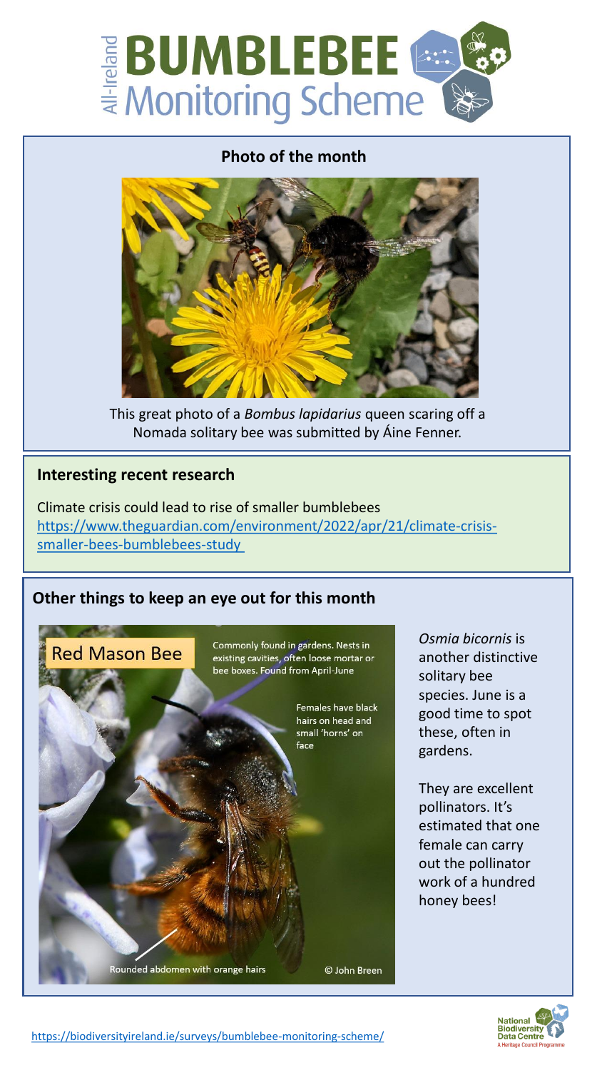# All-Ireland BUMBLEBEE Monitoring Scheme

## Photo of the month

This great photo of a *Bombus lapidarius* queen scaring off a Nomada solitary bee was submitted by Áine Fenner.

## Interesting recent research

Climate crisis could lead to rise of smaller bumblebees
https://www.theguardian.com/environment/2022/apr/21/climate-crisis-smaller-bees-bumblebees-study

## Other things to keep an eye out for this month

Red Mason Bee

Commonly found in gardens. Nests in existing cavities, often loose mortar or bee boxes. Found from April-June

Females have black hairs on head and small 'horns' on face

Rounded abdomen with orange hairs

© John Breen

*Osmia bicornis* is another distinctive solitary bee species. June is a good time to spot these, often in gardens.

They are excellent pollinators. It's estimated that one female can carry out the pollinator work of a hundred honey bees!

https://biodiversityireland.ie/surveys/bumblebee-monitoring-scheme/

National Biodiversity Data Centre
A Heritage Council Programme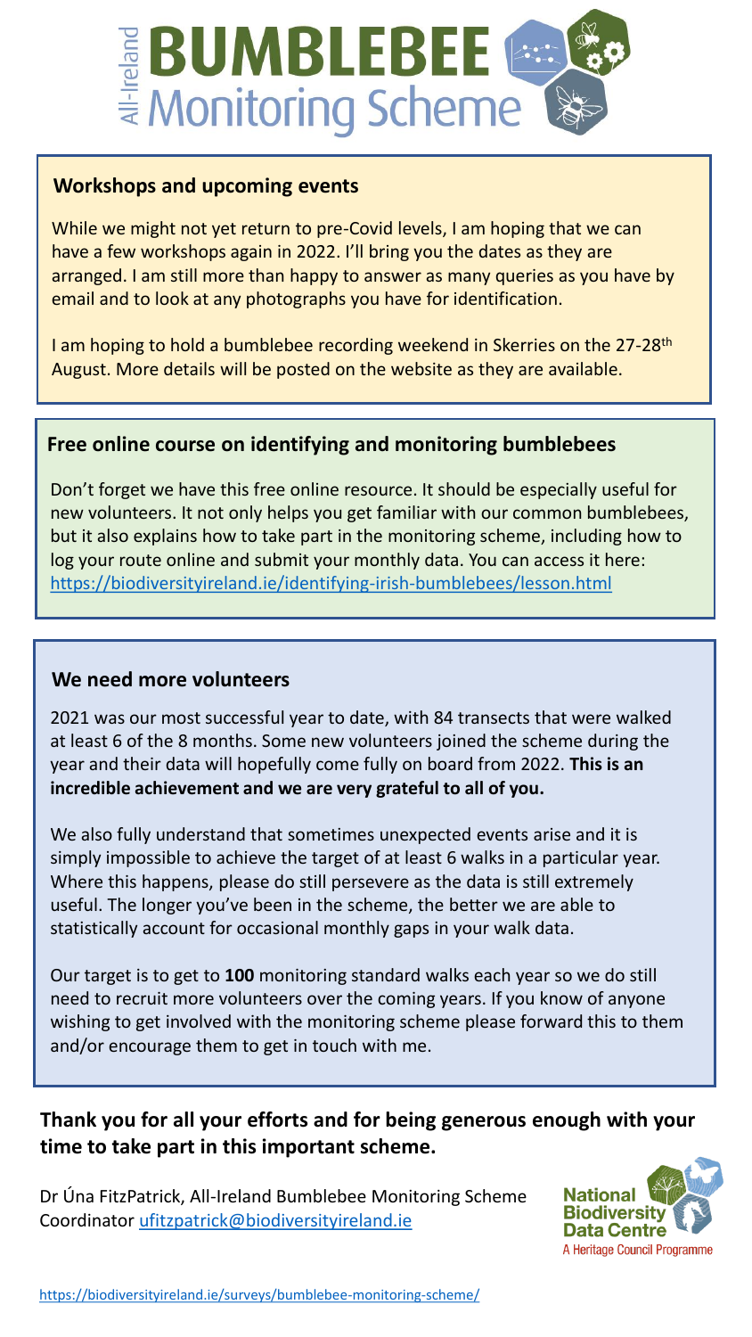# All-Ireland BUMBLEBEE Monitoring Scheme

## Workshops and upcoming events

While we might not yet return to pre-Covid levels, I am hoping that we can have a few workshops again in 2022. I'll bring you the dates as they are arranged. I am still more than happy to answer as many queries as you have by email and to look at any photographs you have for identification.

I am hoping to hold a bumblebee recording weekend in Skerries on the 27-28th August. More details will be posted on the website as they are available.

## Free online course on identifying and monitoring bumblebees

Don't forget we have this free online resource. It should be especially useful for new volunteers. It not only helps you get familiar with our common bumblebees, but it also explains how to take part in the monitoring scheme, including how to log your route online and submit your monthly data. You can access it here: https://biodiversityireland.ie/identifying-irish-bumblebees/lesson.html

## We need more volunteers

2021 was our most successful year to date, with 84 transects that were walked at least 6 of the 8 months. Some new volunteers joined the scheme during the year and their data will hopefully come fully on board from 2022. **This is an incredible achievement and we are very grateful to all of you.**

We also fully understand that sometimes unexpected events arise and it is simply impossible to achieve the target of at least 6 walks in a particular year. Where this happens, please do still persevere as the data is still extremely useful. The longer you've been in the scheme, the better we are able to statistically account for occasional monthly gaps in your walk data.

Our target is to get to **100** monitoring standard walks each year so we do still need to recruit more volunteers over the coming years. If you know of anyone wishing to get involved with the monitoring scheme please forward this to them and/or encourage them to get in touch with me.

**Thank you for all your efforts and for being generous enough with your time to take part in this important scheme.**

Dr Úna FitzPatrick, All-Ireland Bumblebee Monitoring Scheme Coordinator ufitzpatrick@biodiversityireland.ie

National Biodiversity Data Centre
A Heritage Council Programme

https://biodiversityireland.ie/surveys/bumblebee-monitoring-scheme/